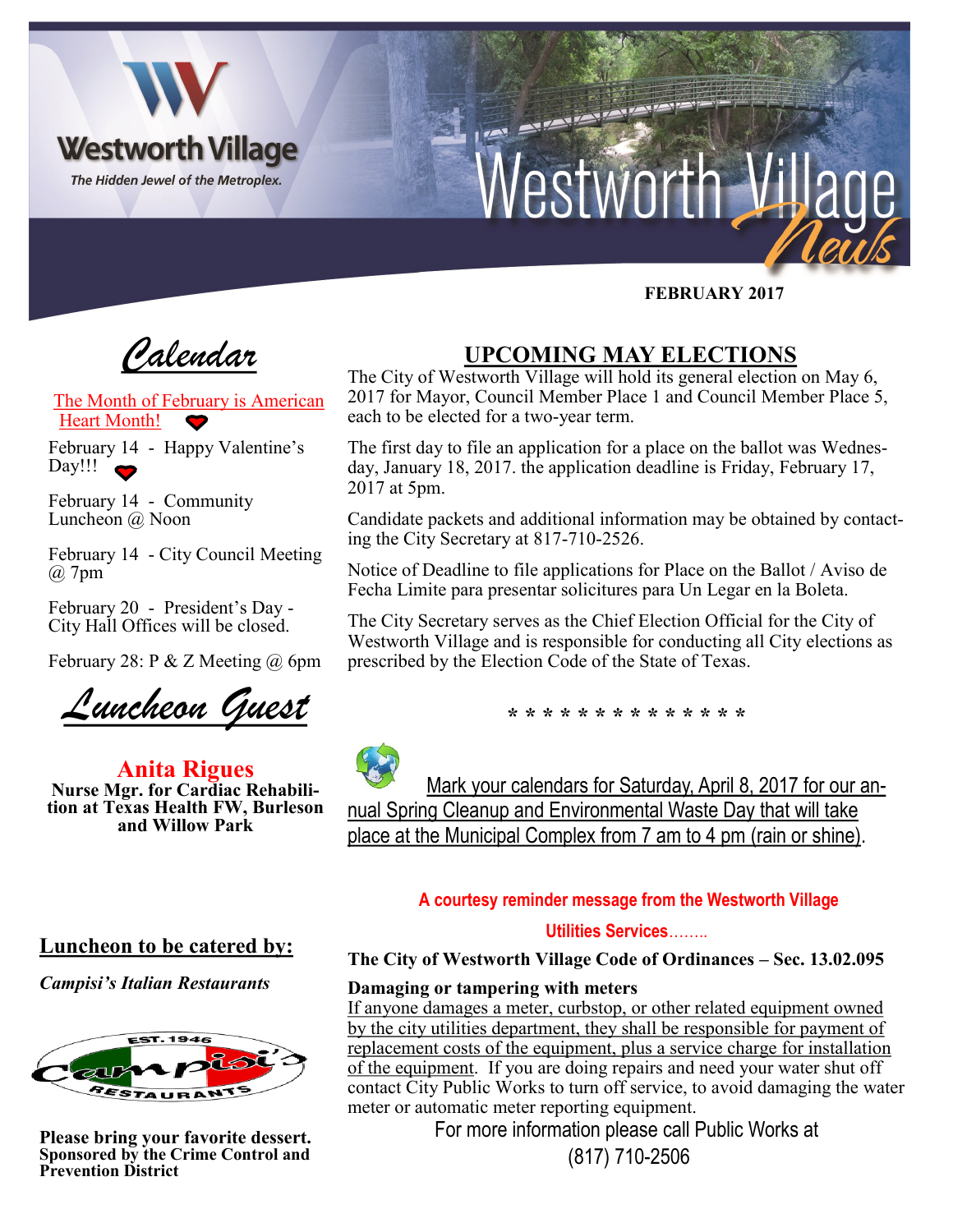# Westworth Village News

Westworth Village
*The Hidden Jewel of the Metroplex.*

**FEBRUARY 2017**

## *Calendar*

The Month of February is American Heart Month!

February 14 - Happy Valentine's Day!!!

February 14 - Community Luncheon @ Noon

February 14 - City Council Meeting @ 7pm

February 20 - President's Day - City Hall Offices will be closed.

February 28: P & Z Meeting @ 6pm

## *Luncheon Guest*

**Anita Rigues**
**Nurse Mgr. for Cardiac Rehabilitation at Texas Health FW, Burleson and Willow Park**

**Luncheon to be catered by:**

***Campisi's Italian Restaurants***

Campisi's Restaurants EST. 1946

**Please bring your favorite dessert. Sponsored by the Crime Control and Prevention District**

## UPCOMING MAY ELECTIONS

The City of Westworth Village will hold its general election on May 6, 2017 for Mayor, Council Member Place 1 and Council Member Place 5, each to be elected for a two-year term.

The first day to file an application for a place on the ballot was Wednesday, January 18, 2017. the application deadline is Friday, February 17, 2017 at 5pm.

Candidate packets and additional information may be obtained by contacting the City Secretary at 817-710-2526.

Notice of Deadline to file applications for Place on the Ballot / Aviso de Fecha Limite para presentar solicitures para Un Legar en la Boleta.

The City Secretary serves as the Chief Election Official for the City of Westworth Village and is responsible for conducting all City elections as prescribed by the Election Code of the State of Texas.

* * * * * * * * * * * * * *

Mark your calendars for Saturday, April 8, 2017 for our annual Spring Cleanup and Environmental Waste Day that will take place at the Municipal Complex from 7 am to 4 pm (rain or shine).

**A courtesy reminder message from the Westworth Village Utilities Services……..**

**The City of Westworth Village Code of Ordinances – Sec. 13.02.095**

**Damaging or tampering with meters**
If anyone damages a meter, curbstop, or other related equipment owned by the city utilities department, they shall be responsible for payment of replacement costs of the equipment, plus a service charge for installation of the equipment. If you are doing repairs and need your water shut off contact City Public Works to turn off service, to avoid damaging the water meter or automatic meter reporting equipment.

For more information please call Public Works at (817) 710-2506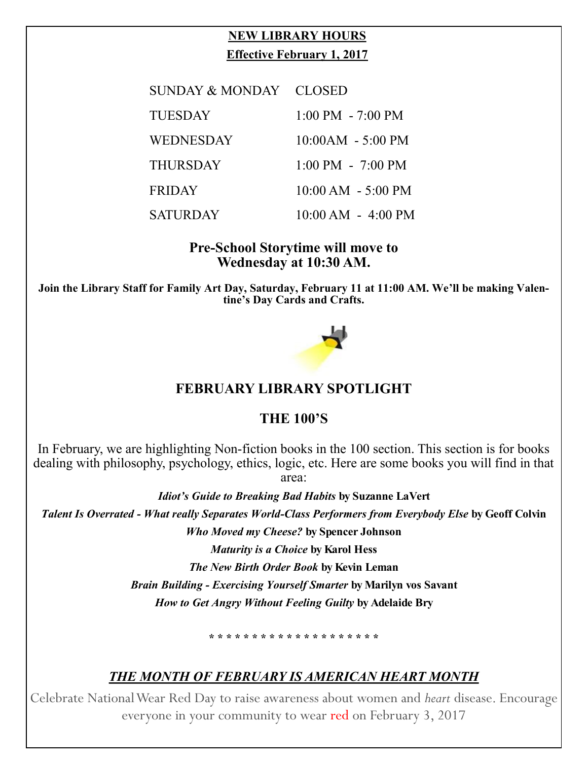## NEW LIBRARY HOURS

**Effective February 1, 2017**

| | |
|---|---|
| SUNDAY & MONDAY | CLOSED |
| TUESDAY | 1:00 PM - 7:00 PM |
| WEDNESDAY | 10:00AM - 5:00 PM |
| THURSDAY | 1:00 PM - 7:00 PM |
| FRIDAY | 10:00 AM - 5:00 PM |
| SATURDAY | 10:00 AM - 4:00 PM |

**Pre-School Storytime will move to Wednesday at 10:30 AM.**

**Join the Library Staff for Family Art Day, Saturday, February 11 at 11:00 AM. We'll be making Valentine's Day Cards and Crafts.**

## FEBRUARY LIBRARY SPOTLIGHT

## THE 100'S

In February, we are highlighting Non-fiction books in the 100 section. This section is for books dealing with philosophy, psychology, ethics, logic, etc. Here are some books you will find in that area:

***Idiot's Guide to Breaking Bad Habits*** **by Suzanne LaVert**

***Talent Is Overrated - What really Separates World-Class Performers from Everybody Else*** **by Geoff Colvin**

***Who Moved my Cheese?*** **by Spencer Johnson**

***Maturity is a Choice*** **by Karol Hess**

***The New Birth Order Book*** **by Kevin Leman**

***Brain Building - Exercising Yourself Smarter*** **by Marilyn vos Savant**

***How to Get Angry Without Feeling Guilty*** **by Adelaide Bry**

* * * * * * * * * * * * * * * * * * * *

## *THE MONTH OF FEBRUARY IS AMERICAN HEART MONTH*

Celebrate National Wear Red Day to raise awareness about women and *heart* disease. Encourage everyone in your community to wear red on February 3, 2017